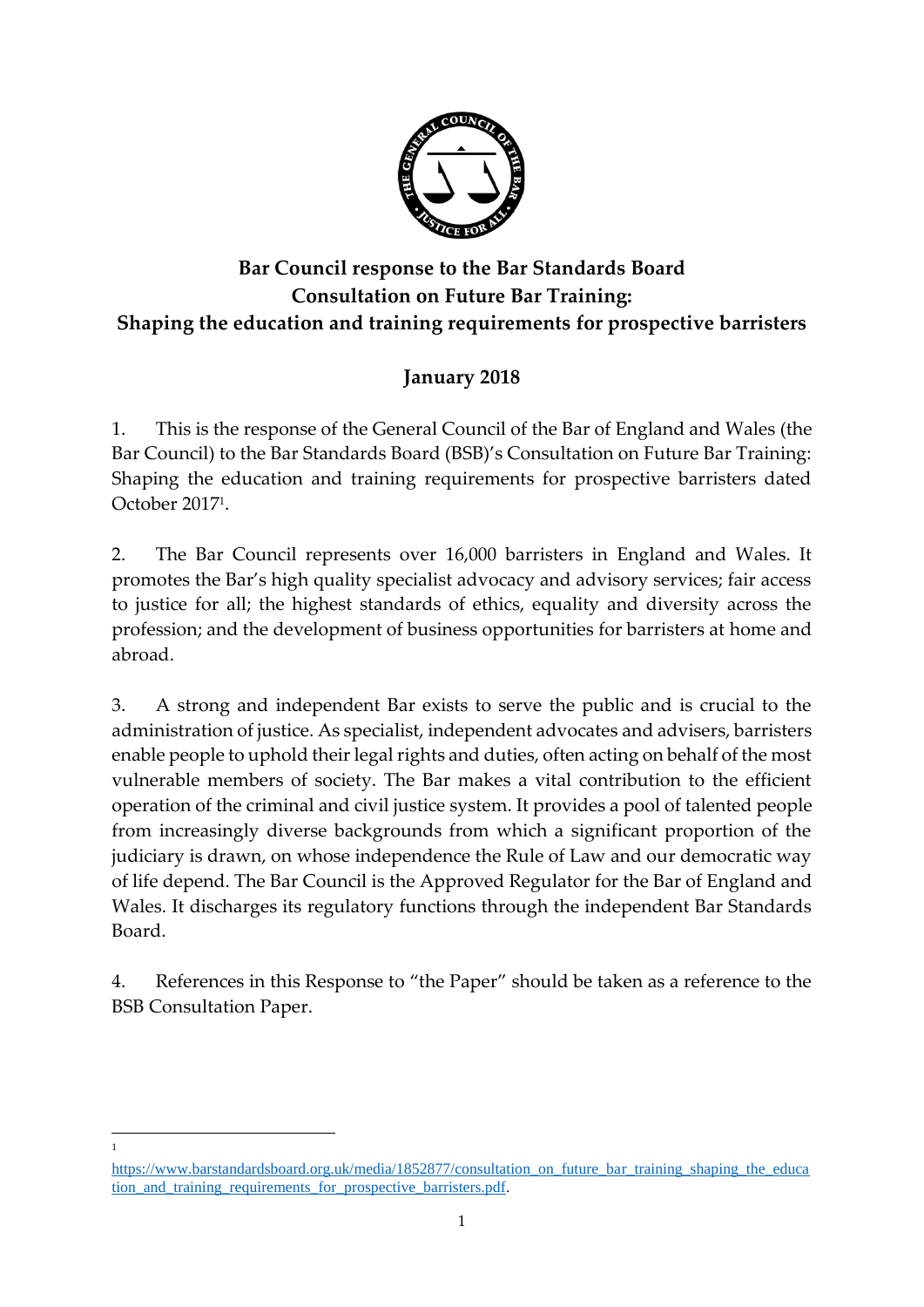# Bar Council response to the Bar Standards Board Consultation on Future Bar Training: Shaping the education and training requirements for prospective barristers

## January 2018

1. This is the response of the General Council of the Bar of England and Wales (the Bar Council) to the Bar Standards Board (BSB)'s Consultation on Future Bar Training: Shaping the education and training requirements for prospective barristers dated October 2017[1].

2. The Bar Council represents over 16,000 barristers in England and Wales. It promotes the Bar's high quality specialist advocacy and advisory services; fair access to justice for all; the highest standards of ethics, equality and diversity across the profession; and the development of business opportunities for barristers at home and abroad.

3. A strong and independent Bar exists to serve the public and is crucial to the administration of justice. As specialist, independent advocates and advisers, barristers enable people to uphold their legal rights and duties, often acting on behalf of the most vulnerable members of society. The Bar makes a vital contribution to the efficient operation of the criminal and civil justice system. It provides a pool of talented people from increasingly diverse backgrounds from which a significant proportion of the judiciary is drawn, on whose independence the Rule of Law and our democratic way of life depend. The Bar Council is the Approved Regulator for the Bar of England and Wales. It discharges its regulatory functions through the independent Bar Standards Board.

4. References in this Response to "the Paper" should be taken as a reference to the BSB Consultation Paper.

---

[1] https://www.barstandardsboard.org.uk/media/1852877/consultation_on_future_bar_training_shaping_the_education_and_training_requirements_for_prospective_barristers.pdf.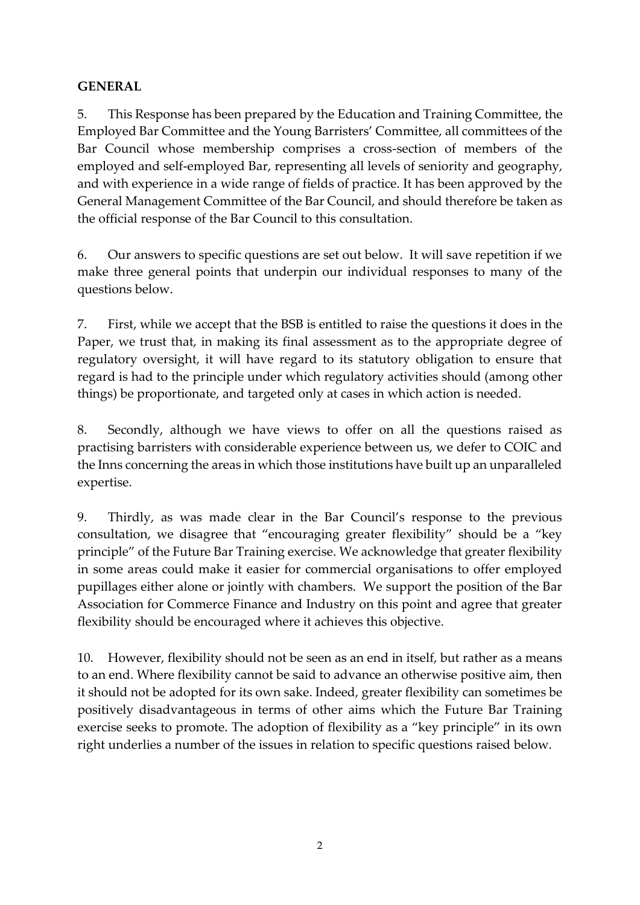**GENERAL**

5. This Response has been prepared by the Education and Training Committee, the Employed Bar Committee and the Young Barristers' Committee, all committees of the Bar Council whose membership comprises a cross-section of members of the employed and self-employed Bar, representing all levels of seniority and geography, and with experience in a wide range of fields of practice. It has been approved by the General Management Committee of the Bar Council, and should therefore be taken as the official response of the Bar Council to this consultation.

6. Our answers to specific questions are set out below. It will save repetition if we make three general points that underpin our individual responses to many of the questions below.

7. First, while we accept that the BSB is entitled to raise the questions it does in the Paper, we trust that, in making its final assessment as to the appropriate degree of regulatory oversight, it will have regard to its statutory obligation to ensure that regard is had to the principle under which regulatory activities should (among other things) be proportionate, and targeted only at cases in which action is needed.

8. Secondly, although we have views to offer on all the questions raised as practising barristers with considerable experience between us, we defer to COIC and the Inns concerning the areas in which those institutions have built up an unparalleled expertise.

9. Thirdly, as was made clear in the Bar Council's response to the previous consultation, we disagree that "encouraging greater flexibility" should be a "key principle" of the Future Bar Training exercise. We acknowledge that greater flexibility in some areas could make it easier for commercial organisations to offer employed pupillages either alone or jointly with chambers. We support the position of the Bar Association for Commerce Finance and Industry on this point and agree that greater flexibility should be encouraged where it achieves this objective.

10. However, flexibility should not be seen as an end in itself, but rather as a means to an end. Where flexibility cannot be said to advance an otherwise positive aim, then it should not be adopted for its own sake. Indeed, greater flexibility can sometimes be positively disadvantageous in terms of other aims which the Future Bar Training exercise seeks to promote. The adoption of flexibility as a "key principle" in its own right underlies a number of the issues in relation to specific questions raised below.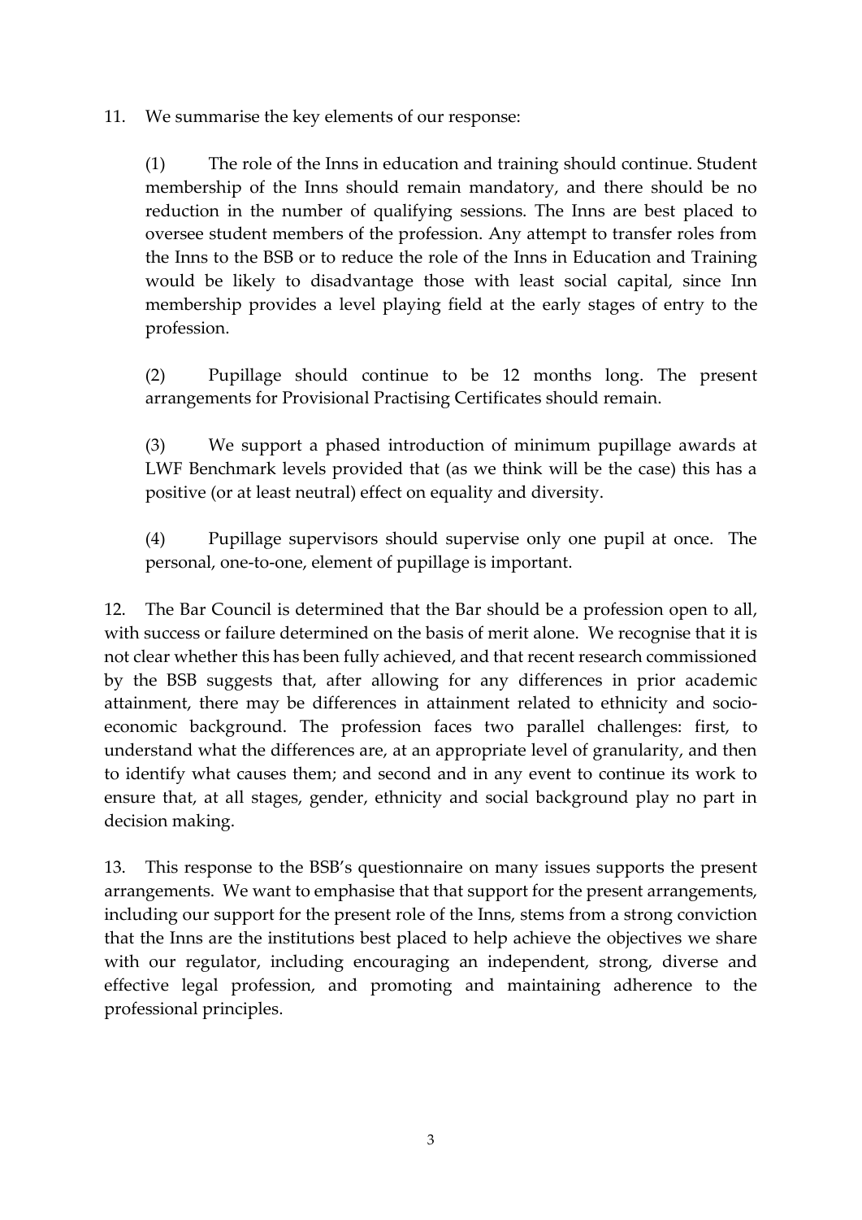11. We summarise the key elements of our response:

(1) The role of the Inns in education and training should continue. Student membership of the Inns should remain mandatory, and there should be no reduction in the number of qualifying sessions. The Inns are best placed to oversee student members of the profession. Any attempt to transfer roles from the Inns to the BSB or to reduce the role of the Inns in Education and Training would be likely to disadvantage those with least social capital, since Inn membership provides a level playing field at the early stages of entry to the profession.

(2) Pupillage should continue to be 12 months long. The present arrangements for Provisional Practising Certificates should remain.

(3) We support a phased introduction of minimum pupillage awards at LWF Benchmark levels provided that (as we think will be the case) this has a positive (or at least neutral) effect on equality and diversity.

(4) Pupillage supervisors should supervise only one pupil at once. The personal, one-to-one, element of pupillage is important.

12. The Bar Council is determined that the Bar should be a profession open to all, with success or failure determined on the basis of merit alone. We recognise that it is not clear whether this has been fully achieved, and that recent research commissioned by the BSB suggests that, after allowing for any differences in prior academic attainment, there may be differences in attainment related to ethnicity and socio-economic background. The profession faces two parallel challenges: first, to understand what the differences are, at an appropriate level of granularity, and then to identify what causes them; and second and in any event to continue its work to ensure that, at all stages, gender, ethnicity and social background play no part in decision making.

13. This response to the BSB's questionnaire on many issues supports the present arrangements. We want to emphasise that that support for the present arrangements, including our support for the present role of the Inns, stems from a strong conviction that the Inns are the institutions best placed to help achieve the objectives we share with our regulator, including encouraging an independent, strong, diverse and effective legal profession, and promoting and maintaining adherence to the professional principles.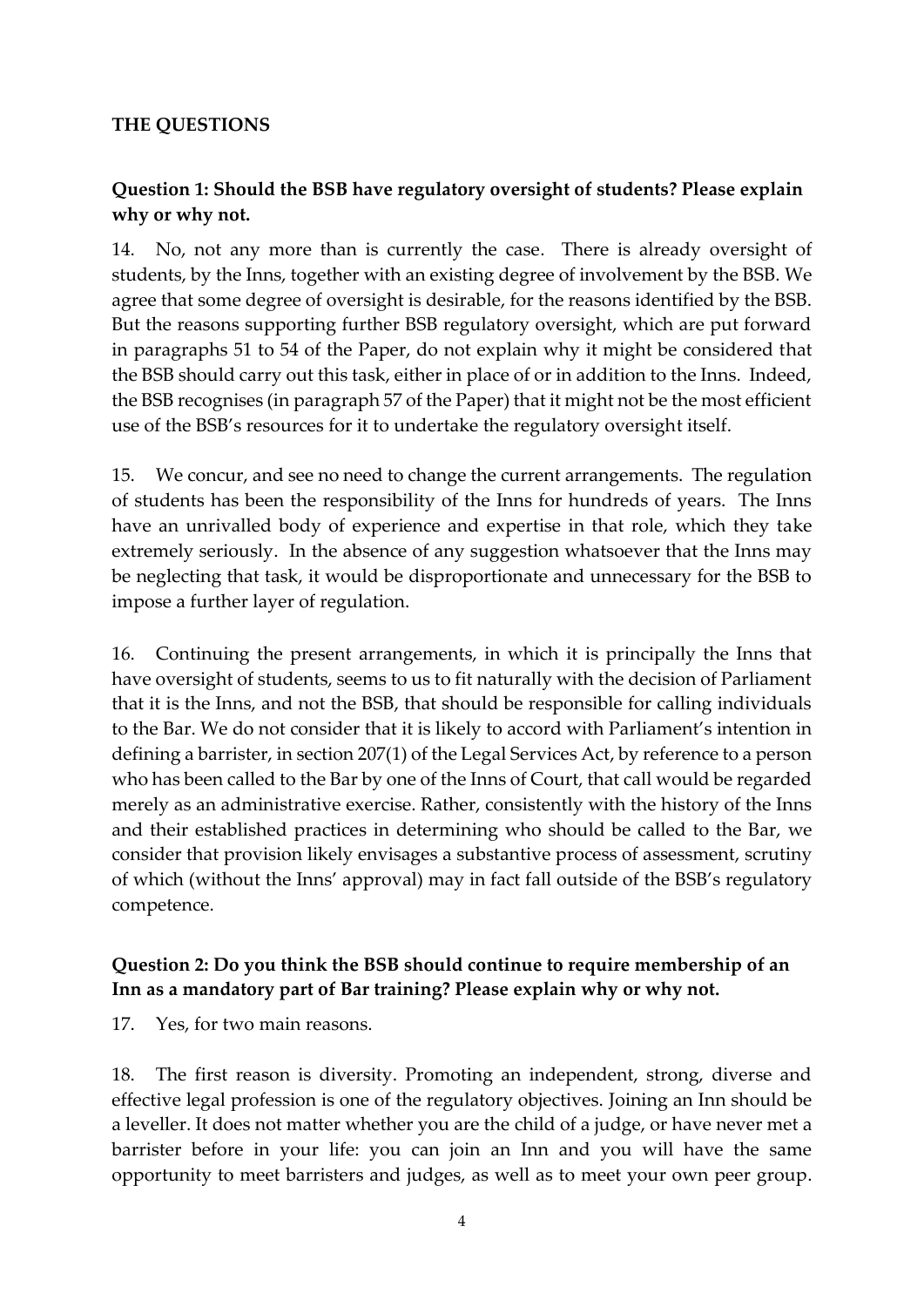## THE QUESTIONS

### Question 1: Should the BSB have regulatory oversight of students? Please explain why or why not.

14. No, not any more than is currently the case. There is already oversight of students, by the Inns, together with an existing degree of involvement by the BSB. We agree that some degree of oversight is desirable, for the reasons identified by the BSB. But the reasons supporting further BSB regulatory oversight, which are put forward in paragraphs 51 to 54 of the Paper, do not explain why it might be considered that the BSB should carry out this task, either in place of or in addition to the Inns. Indeed, the BSB recognises (in paragraph 57 of the Paper) that it might not be the most efficient use of the BSB's resources for it to undertake the regulatory oversight itself.

15. We concur, and see no need to change the current arrangements. The regulation of students has been the responsibility of the Inns for hundreds of years. The Inns have an unrivalled body of experience and expertise in that role, which they take extremely seriously. In the absence of any suggestion whatsoever that the Inns may be neglecting that task, it would be disproportionate and unnecessary for the BSB to impose a further layer of regulation.

16. Continuing the present arrangements, in which it is principally the Inns that have oversight of students, seems to us to fit naturally with the decision of Parliament that it is the Inns, and not the BSB, that should be responsible for calling individuals to the Bar. We do not consider that it is likely to accord with Parliament's intention in defining a barrister, in section 207(1) of the Legal Services Act, by reference to a person who has been called to the Bar by one of the Inns of Court, that call would be regarded merely as an administrative exercise. Rather, consistently with the history of the Inns and their established practices in determining who should be called to the Bar, we consider that provision likely envisages a substantive process of assessment, scrutiny of which (without the Inns' approval) may in fact fall outside of the BSB's regulatory competence.

### Question 2: Do you think the BSB should continue to require membership of an Inn as a mandatory part of Bar training? Please explain why or why not.

17. Yes, for two main reasons.

18. The first reason is diversity. Promoting an independent, strong, diverse and effective legal profession is one of the regulatory objectives. Joining an Inn should be a leveller. It does not matter whether you are the child of a judge, or have never met a barrister before in your life: you can join an Inn and you will have the same opportunity to meet barristers and judges, as well as to meet your own peer group.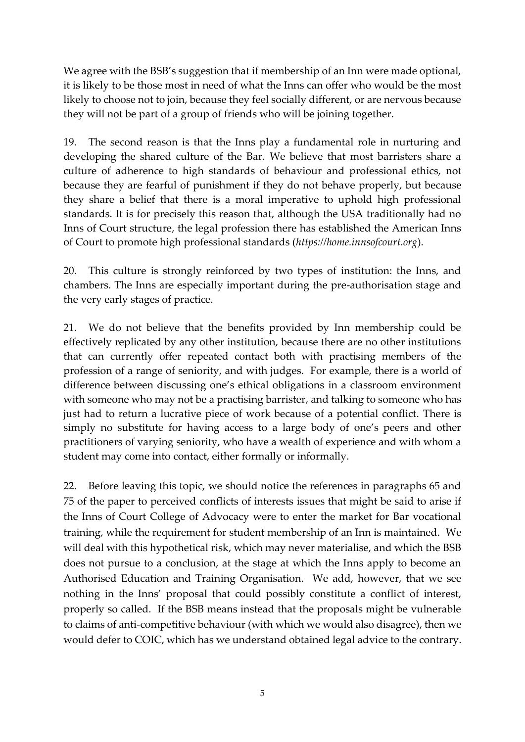We agree with the BSB's suggestion that if membership of an Inn were made optional, it is likely to be those most in need of what the Inns can offer who would be the most likely to choose not to join, because they feel socially different, or are nervous because they will not be part of a group of friends who will be joining together.

19. The second reason is that the Inns play a fundamental role in nurturing and developing the shared culture of the Bar. We believe that most barristers share a culture of adherence to high standards of behaviour and professional ethics, not because they are fearful of punishment if they do not behave properly, but because they share a belief that there is a moral imperative to uphold high professional standards. It is for precisely this reason that, although the USA traditionally had no Inns of Court structure, the legal profession there has established the American Inns of Court to promote high professional standards (*https://home.innsofcourt.org*).

20. This culture is strongly reinforced by two types of institution: the Inns, and chambers. The Inns are especially important during the pre-authorisation stage and the very early stages of practice.

21. We do not believe that the benefits provided by Inn membership could be effectively replicated by any other institution, because there are no other institutions that can currently offer repeated contact both with practising members of the profession of a range of seniority, and with judges. For example, there is a world of difference between discussing one's ethical obligations in a classroom environment with someone who may not be a practising barrister, and talking to someone who has just had to return a lucrative piece of work because of a potential conflict. There is simply no substitute for having access to a large body of one's peers and other practitioners of varying seniority, who have a wealth of experience and with whom a student may come into contact, either formally or informally.

22. Before leaving this topic, we should notice the references in paragraphs 65 and 75 of the paper to perceived conflicts of interests issues that might be said to arise if the Inns of Court College of Advocacy were to enter the market for Bar vocational training, while the requirement for student membership of an Inn is maintained. We will deal with this hypothetical risk, which may never materialise, and which the BSB does not pursue to a conclusion, at the stage at which the Inns apply to become an Authorised Education and Training Organisation. We add, however, that we see nothing in the Inns' proposal that could possibly constitute a conflict of interest, properly so called. If the BSB means instead that the proposals might be vulnerable to claims of anti-competitive behaviour (with which we would also disagree), then we would defer to COIC, which has we understand obtained legal advice to the contrary.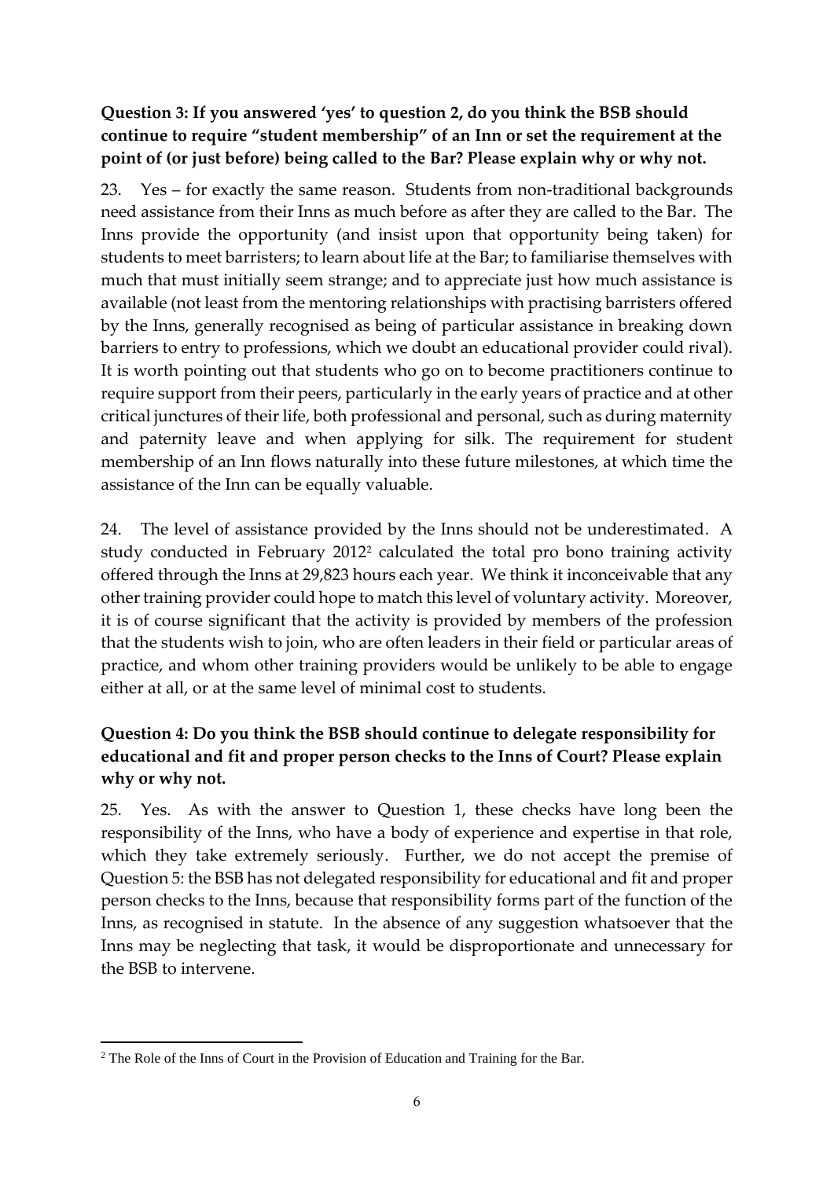**Question 3: If you answered 'yes' to question 2, do you think the BSB should continue to require "student membership" of an Inn or set the requirement at the point of (or just before) being called to the Bar? Please explain why or why not.**

23. Yes – for exactly the same reason. Students from non-traditional backgrounds need assistance from their Inns as much before as after they are called to the Bar. The Inns provide the opportunity (and insist upon that opportunity being taken) for students to meet barristers; to learn about life at the Bar; to familiarise themselves with much that must initially seem strange; and to appreciate just how much assistance is available (not least from the mentoring relationships with practising barristers offered by the Inns, generally recognised as being of particular assistance in breaking down barriers to entry to professions, which we doubt an educational provider could rival). It is worth pointing out that students who go on to become practitioners continue to require support from their peers, particularly in the early years of practice and at other critical junctures of their life, both professional and personal, such as during maternity and paternity leave and when applying for silk. The requirement for student membership of an Inn flows naturally into these future milestones, at which time the assistance of the Inn can be equally valuable.

24. The level of assistance provided by the Inns should not be underestimated. A study conducted in February 2012[2] calculated the total pro bono training activity offered through the Inns at 29,823 hours each year. We think it inconceivable that any other training provider could hope to match this level of voluntary activity. Moreover, it is of course significant that the activity is provided by members of the profession that the students wish to join, who are often leaders in their field or particular areas of practice, and whom other training providers would be unlikely to be able to engage either at all, or at the same level of minimal cost to students.

**Question 4: Do you think the BSB should continue to delegate responsibility for educational and fit and proper person checks to the Inns of Court? Please explain why or why not.**

25. Yes. As with the answer to Question 1, these checks have long been the responsibility of the Inns, who have a body of experience and expertise in that role, which they take extremely seriously. Further, we do not accept the premise of Question 5: the BSB has not delegated responsibility for educational and fit and proper person checks to the Inns, because that responsibility forms part of the function of the Inns, as recognised in statute. In the absence of any suggestion whatsoever that the Inns may be neglecting that task, it would be disproportionate and unnecessary for the BSB to intervene.

[2] The Role of the Inns of Court in the Provision of Education and Training for the Bar.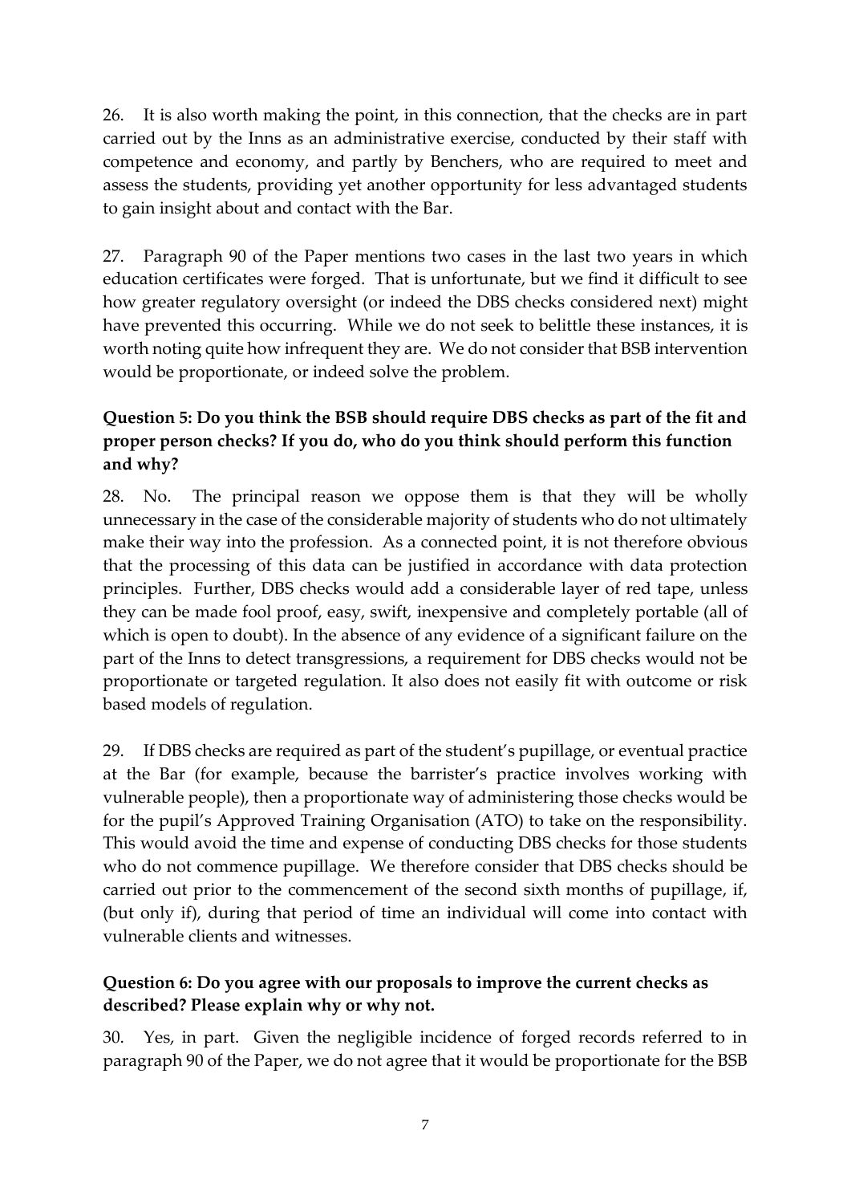26. It is also worth making the point, in this connection, that the checks are in part carried out by the Inns as an administrative exercise, conducted by their staff with competence and economy, and partly by Benchers, who are required to meet and assess the students, providing yet another opportunity for less advantaged students to gain insight about and contact with the Bar.

27. Paragraph 90 of the Paper mentions two cases in the last two years in which education certificates were forged. That is unfortunate, but we find it difficult to see how greater regulatory oversight (or indeed the DBS checks considered next) might have prevented this occurring. While we do not seek to belittle these instances, it is worth noting quite how infrequent they are. We do not consider that BSB intervention would be proportionate, or indeed solve the problem.

**Question 5: Do you think the BSB should require DBS checks as part of the fit and proper person checks? If you do, who do you think should perform this function and why?**

28. No. The principal reason we oppose them is that they will be wholly unnecessary in the case of the considerable majority of students who do not ultimately make their way into the profession. As a connected point, it is not therefore obvious that the processing of this data can be justified in accordance with data protection principles. Further, DBS checks would add a considerable layer of red tape, unless they can be made fool proof, easy, swift, inexpensive and completely portable (all of which is open to doubt). In the absence of any evidence of a significant failure on the part of the Inns to detect transgressions, a requirement for DBS checks would not be proportionate or targeted regulation. It also does not easily fit with outcome or risk based models of regulation.

29. If DBS checks are required as part of the student's pupillage, or eventual practice at the Bar (for example, because the barrister's practice involves working with vulnerable people), then a proportionate way of administering those checks would be for the pupil's Approved Training Organisation (ATO) to take on the responsibility. This would avoid the time and expense of conducting DBS checks for those students who do not commence pupillage. We therefore consider that DBS checks should be carried out prior to the commencement of the second sixth months of pupillage, if, (but only if), during that period of time an individual will come into contact with vulnerable clients and witnesses.

**Question 6: Do you agree with our proposals to improve the current checks as described? Please explain why or why not.**

30. Yes, in part. Given the negligible incidence of forged records referred to in paragraph 90 of the Paper, we do not agree that it would be proportionate for the BSB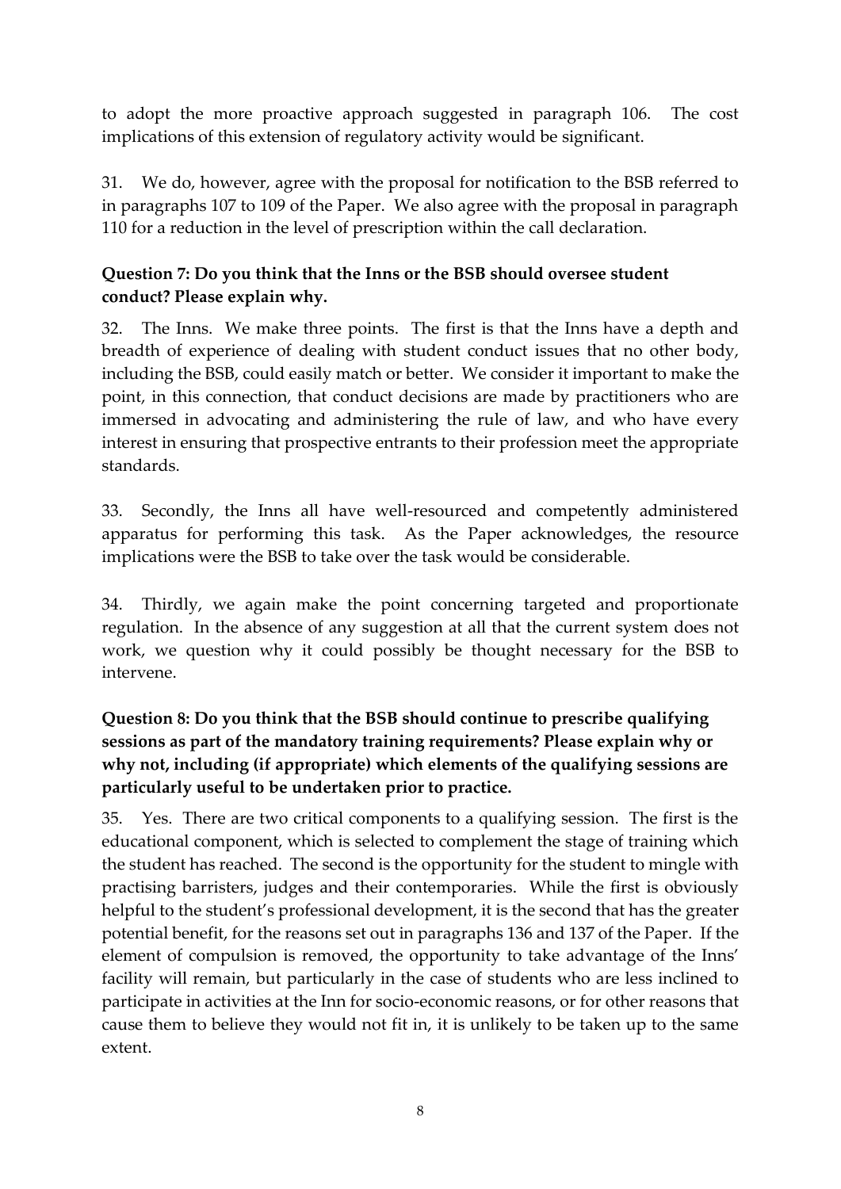to adopt the more proactive approach suggested in paragraph 106. The cost implications of this extension of regulatory activity would be significant.

31. We do, however, agree with the proposal for notification to the BSB referred to in paragraphs 107 to 109 of the Paper. We also agree with the proposal in paragraph 110 for a reduction in the level of prescription within the call declaration.

**Question 7: Do you think that the Inns or the BSB should oversee student conduct? Please explain why.**

32. The Inns. We make three points. The first is that the Inns have a depth and breadth of experience of dealing with student conduct issues that no other body, including the BSB, could easily match or better. We consider it important to make the point, in this connection, that conduct decisions are made by practitioners who are immersed in advocating and administering the rule of law, and who have every interest in ensuring that prospective entrants to their profession meet the appropriate standards.

33. Secondly, the Inns all have well-resourced and competently administered apparatus for performing this task. As the Paper acknowledges, the resource implications were the BSB to take over the task would be considerable.

34. Thirdly, we again make the point concerning targeted and proportionate regulation. In the absence of any suggestion at all that the current system does not work, we question why it could possibly be thought necessary for the BSB to intervene.

**Question 8: Do you think that the BSB should continue to prescribe qualifying sessions as part of the mandatory training requirements? Please explain why or why not, including (if appropriate) which elements of the qualifying sessions are particularly useful to be undertaken prior to practice.**

35. Yes. There are two critical components to a qualifying session. The first is the educational component, which is selected to complement the stage of training which the student has reached. The second is the opportunity for the student to mingle with practising barristers, judges and their contemporaries. While the first is obviously helpful to the student's professional development, it is the second that has the greater potential benefit, for the reasons set out in paragraphs 136 and 137 of the Paper. If the element of compulsion is removed, the opportunity to take advantage of the Inns' facility will remain, but particularly in the case of students who are less inclined to participate in activities at the Inn for socio-economic reasons, or for other reasons that cause them to believe they would not fit in, it is unlikely to be taken up to the same extent.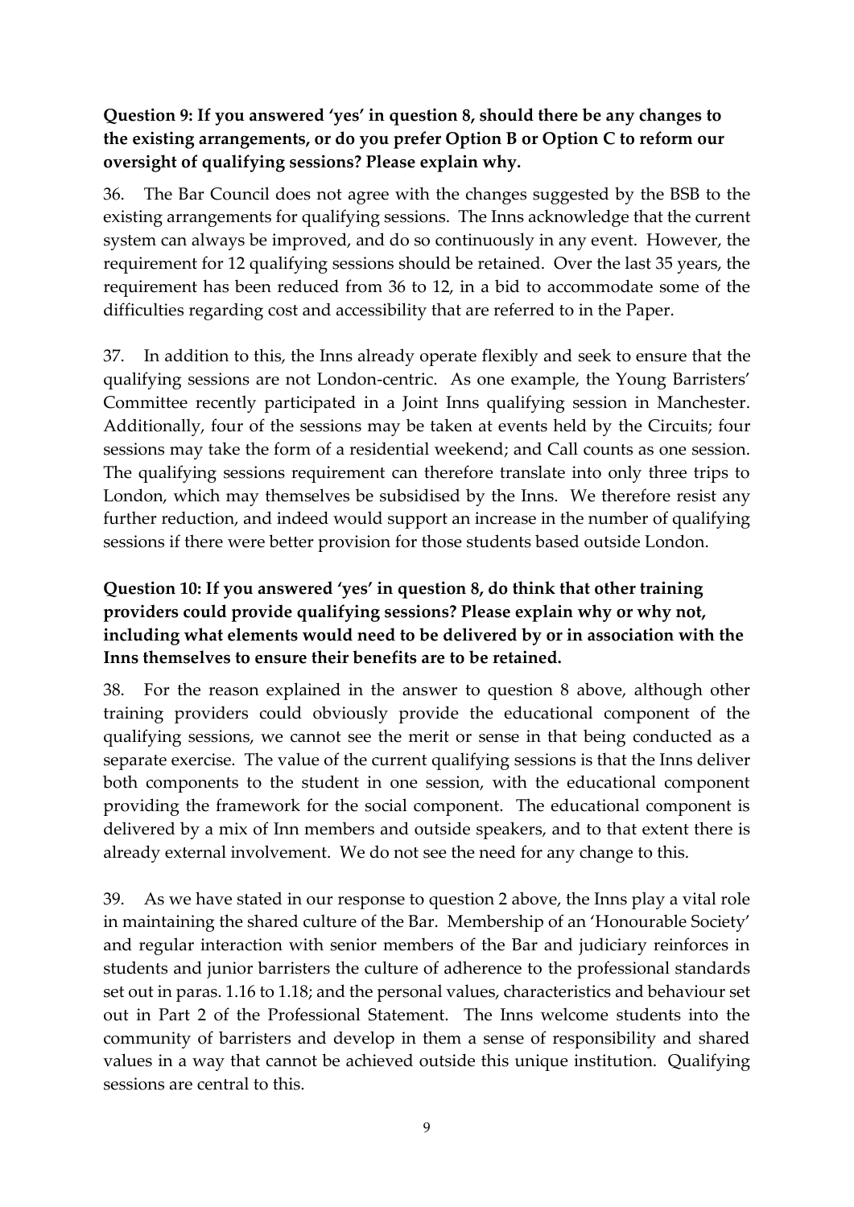**Question 9: If you answered 'yes' in question 8, should there be any changes to the existing arrangements, or do you prefer Option B or Option C to reform our oversight of qualifying sessions? Please explain why.**

36. The Bar Council does not agree with the changes suggested by the BSB to the existing arrangements for qualifying sessions. The Inns acknowledge that the current system can always be improved, and do so continuously in any event. However, the requirement for 12 qualifying sessions should be retained. Over the last 35 years, the requirement has been reduced from 36 to 12, in a bid to accommodate some of the difficulties regarding cost and accessibility that are referred to in the Paper.

37. In addition to this, the Inns already operate flexibly and seek to ensure that the qualifying sessions are not London-centric. As one example, the Young Barristers' Committee recently participated in a Joint Inns qualifying session in Manchester. Additionally, four of the sessions may be taken at events held by the Circuits; four sessions may take the form of a residential weekend; and Call counts as one session. The qualifying sessions requirement can therefore translate into only three trips to London, which may themselves be subsidised by the Inns. We therefore resist any further reduction, and indeed would support an increase in the number of qualifying sessions if there were better provision for those students based outside London.

**Question 10: If you answered 'yes' in question 8, do think that other training providers could provide qualifying sessions? Please explain why or why not, including what elements would need to be delivered by or in association with the Inns themselves to ensure their benefits are to be retained.**

38. For the reason explained in the answer to question 8 above, although other training providers could obviously provide the educational component of the qualifying sessions, we cannot see the merit or sense in that being conducted as a separate exercise. The value of the current qualifying sessions is that the Inns deliver both components to the student in one session, with the educational component providing the framework for the social component. The educational component is delivered by a mix of Inn members and outside speakers, and to that extent there is already external involvement. We do not see the need for any change to this.

39. As we have stated in our response to question 2 above, the Inns play a vital role in maintaining the shared culture of the Bar. Membership of an 'Honourable Society' and regular interaction with senior members of the Bar and judiciary reinforces in students and junior barristers the culture of adherence to the professional standards set out in paras. 1.16 to 1.18; and the personal values, characteristics and behaviour set out in Part 2 of the Professional Statement. The Inns welcome students into the community of barristers and develop in them a sense of responsibility and shared values in a way that cannot be achieved outside this unique institution. Qualifying sessions are central to this.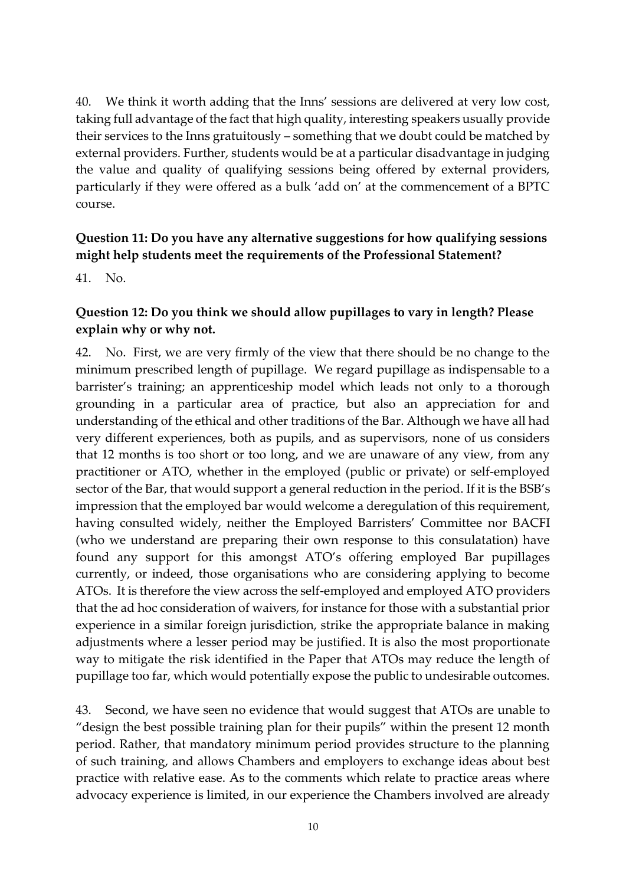40. We think it worth adding that the Inns' sessions are delivered at very low cost, taking full advantage of the fact that high quality, interesting speakers usually provide their services to the Inns gratuitously – something that we doubt could be matched by external providers. Further, students would be at a particular disadvantage in judging the value and quality of qualifying sessions being offered by external providers, particularly if they were offered as a bulk 'add on' at the commencement of a BPTC course.

**Question 11: Do you have any alternative suggestions for how qualifying sessions might help students meet the requirements of the Professional Statement?**

41. No.

**Question 12: Do you think we should allow pupillages to vary in length? Please explain why or why not.**

42. No. First, we are very firmly of the view that there should be no change to the minimum prescribed length of pupillage. We regard pupillage as indispensable to a barrister's training; an apprenticeship model which leads not only to a thorough grounding in a particular area of practice, but also an appreciation for and understanding of the ethical and other traditions of the Bar. Although we have all had very different experiences, both as pupils, and as supervisors, none of us considers that 12 months is too short or too long, and we are unaware of any view, from any practitioner or ATO, whether in the employed (public or private) or self-employed sector of the Bar, that would support a general reduction in the period. If it is the BSB's impression that the employed bar would welcome a deregulation of this requirement, having consulted widely, neither the Employed Barristers' Committee nor BACFI (who we understand are preparing their own response to this consulatation) have found any support for this amongst ATO's offering employed Bar pupillages currently, or indeed, those organisations who are considering applying to become ATOs. It is therefore the view across the self-employed and employed ATO providers that the ad hoc consideration of waivers, for instance for those with a substantial prior experience in a similar foreign jurisdiction, strike the appropriate balance in making adjustments where a lesser period may be justified. It is also the most proportionate way to mitigate the risk identified in the Paper that ATOs may reduce the length of pupillage too far, which would potentially expose the public to undesirable outcomes.

43. Second, we have seen no evidence that would suggest that ATOs are unable to "design the best possible training plan for their pupils" within the present 12 month period. Rather, that mandatory minimum period provides structure to the planning of such training, and allows Chambers and employers to exchange ideas about best practice with relative ease. As to the comments which relate to practice areas where advocacy experience is limited, in our experience the Chambers involved are already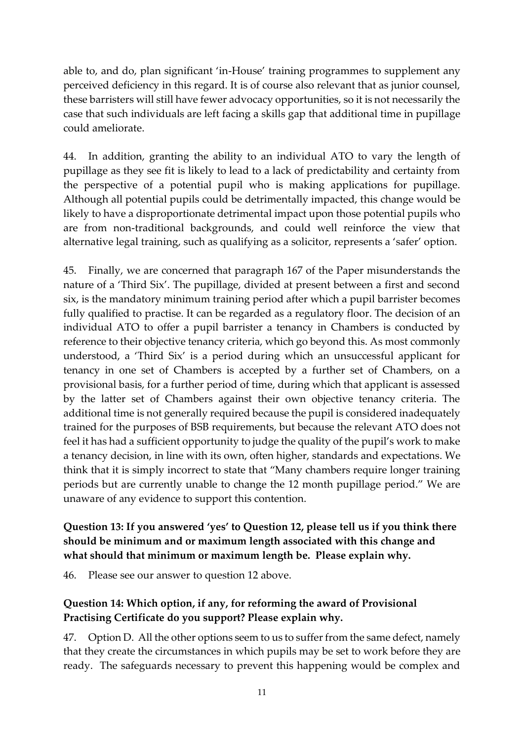able to, and do, plan significant 'in-House' training programmes to supplement any perceived deficiency in this regard. It is of course also relevant that as junior counsel, these barristers will still have fewer advocacy opportunities, so it is not necessarily the case that such individuals are left facing a skills gap that additional time in pupillage could ameliorate.

44. In addition, granting the ability to an individual ATO to vary the length of pupillage as they see fit is likely to lead to a lack of predictability and certainty from the perspective of a potential pupil who is making applications for pupillage. Although all potential pupils could be detrimentally impacted, this change would be likely to have a disproportionate detrimental impact upon those potential pupils who are from non-traditional backgrounds, and could well reinforce the view that alternative legal training, such as qualifying as a solicitor, represents a 'safer' option.

45. Finally, we are concerned that paragraph 167 of the Paper misunderstands the nature of a 'Third Six'. The pupillage, divided at present between a first and second six, is the mandatory minimum training period after which a pupil barrister becomes fully qualified to practise. It can be regarded as a regulatory floor. The decision of an individual ATO to offer a pupil barrister a tenancy in Chambers is conducted by reference to their objective tenancy criteria, which go beyond this. As most commonly understood, a 'Third Six' is a period during which an unsuccessful applicant for tenancy in one set of Chambers is accepted by a further set of Chambers, on a provisional basis, for a further period of time, during which that applicant is assessed by the latter set of Chambers against their own objective tenancy criteria. The additional time is not generally required because the pupil is considered inadequately trained for the purposes of BSB requirements, but because the relevant ATO does not feel it has had a sufficient opportunity to judge the quality of the pupil's work to make a tenancy decision, in line with its own, often higher, standards and expectations. We think that it is simply incorrect to state that "Many chambers require longer training periods but are currently unable to change the 12 month pupillage period." We are unaware of any evidence to support this contention.

**Question 13: If you answered 'yes' to Question 12, please tell us if you think there should be minimum and or maximum length associated with this change and what should that minimum or maximum length be. Please explain why.**

46. Please see our answer to question 12 above.

**Question 14: Which option, if any, for reforming the award of Provisional Practising Certificate do you support? Please explain why.**

47. Option D. All the other options seem to us to suffer from the same defect, namely that they create the circumstances in which pupils may be set to work before they are ready. The safeguards necessary to prevent this happening would be complex and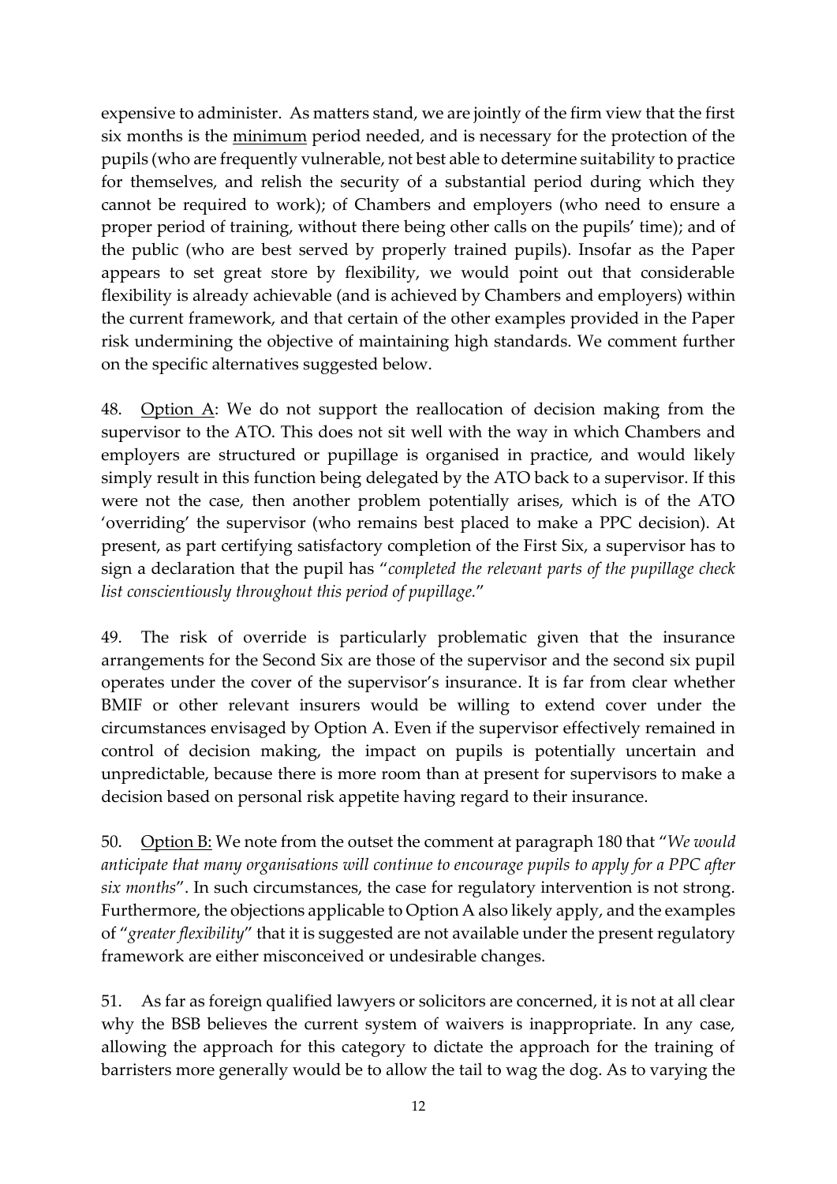expensive to administer. As matters stand, we are jointly of the firm view that the first six months is the <u>minimum</u> period needed, and is necessary for the protection of the pupils (who are frequently vulnerable, not best able to determine suitability to practice for themselves, and relish the security of a substantial period during which they cannot be required to work); of Chambers and employers (who need to ensure a proper period of training, without there being other calls on the pupils' time); and of the public (who are best served by properly trained pupils). Insofar as the Paper appears to set great store by flexibility, we would point out that considerable flexibility is already achievable (and is achieved by Chambers and employers) within the current framework, and that certain of the other examples provided in the Paper risk undermining the objective of maintaining high standards. We comment further on the specific alternatives suggested below.

48. <u>Option A</u>: We do not support the reallocation of decision making from the supervisor to the ATO. This does not sit well with the way in which Chambers and employers are structured or pupillage is organised in practice, and would likely simply result in this function being delegated by the ATO back to a supervisor. If this were not the case, then another problem potentially arises, which is of the ATO 'overriding' the supervisor (who remains best placed to make a PPC decision). At present, as part certifying satisfactory completion of the First Six, a supervisor has to sign a declaration that the pupil has "*completed the relevant parts of the pupillage check list conscientiously throughout this period of pupillage.*"

49. The risk of override is particularly problematic given that the insurance arrangements for the Second Six are those of the supervisor and the second six pupil operates under the cover of the supervisor's insurance. It is far from clear whether BMIF or other relevant insurers would be willing to extend cover under the circumstances envisaged by Option A. Even if the supervisor effectively remained in control of decision making, the impact on pupils is potentially uncertain and unpredictable, because there is more room than at present for supervisors to make a decision based on personal risk appetite having regard to their insurance.

50. <u>Option B:</u> We note from the outset the comment at paragraph 180 that "*We would anticipate that many organisations will continue to encourage pupils to apply for a PPC after six months*". In such circumstances, the case for regulatory intervention is not strong. Furthermore, the objections applicable to Option A also likely apply, and the examples of "*greater flexibility*" that it is suggested are not available under the present regulatory framework are either misconceived or undesirable changes.

51. As far as foreign qualified lawyers or solicitors are concerned, it is not at all clear why the BSB believes the current system of waivers is inappropriate. In any case, allowing the approach for this category to dictate the approach for the training of barristers more generally would be to allow the tail to wag the dog. As to varying the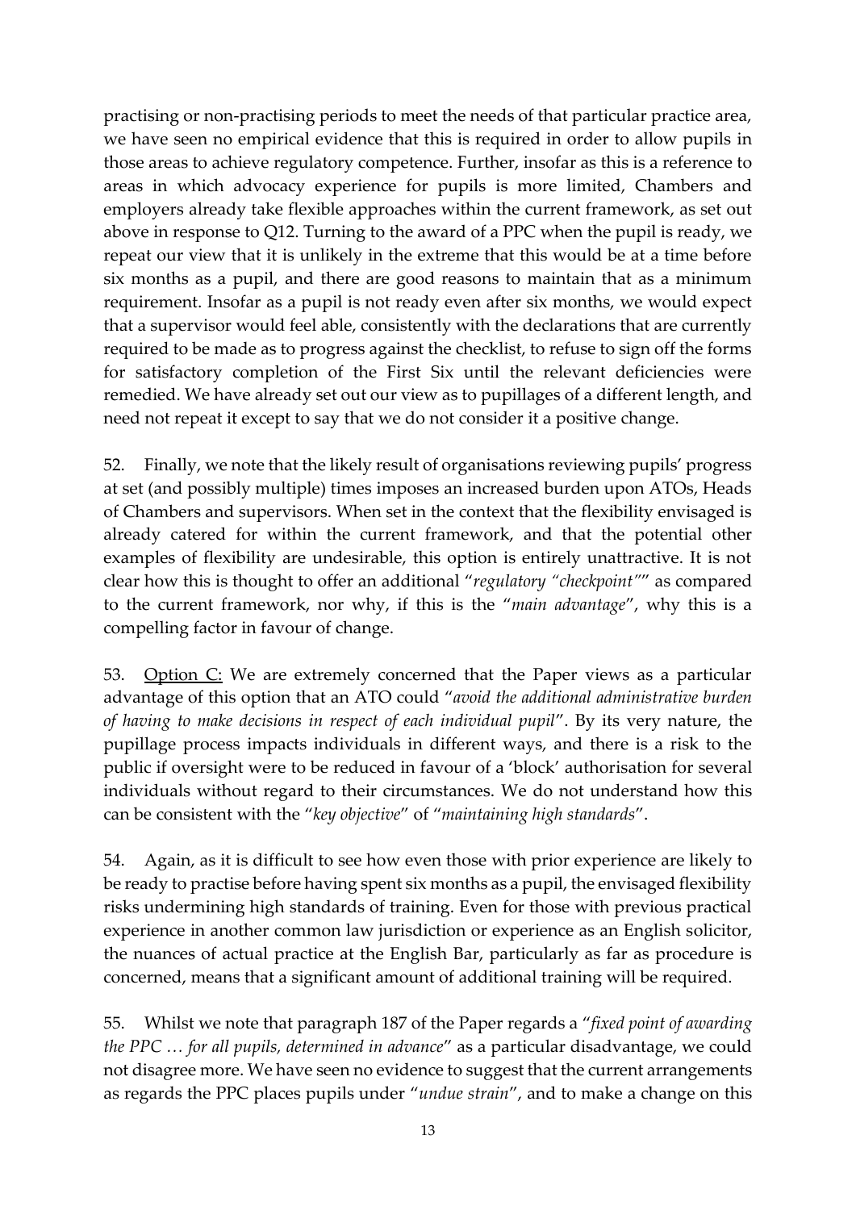practising or non-practising periods to meet the needs of that particular practice area, we have seen no empirical evidence that this is required in order to allow pupils in those areas to achieve regulatory competence. Further, insofar as this is a reference to areas in which advocacy experience for pupils is more limited, Chambers and employers already take flexible approaches within the current framework, as set out above in response to Q12. Turning to the award of a PPC when the pupil is ready, we repeat our view that it is unlikely in the extreme that this would be at a time before six months as a pupil, and there are good reasons to maintain that as a minimum requirement. Insofar as a pupil is not ready even after six months, we would expect that a supervisor would feel able, consistently with the declarations that are currently required to be made as to progress against the checklist, to refuse to sign off the forms for satisfactory completion of the First Six until the relevant deficiencies were remedied. We have already set out our view as to pupillages of a different length, and need not repeat it except to say that we do not consider it a positive change.

52. Finally, we note that the likely result of organisations reviewing pupils' progress at set (and possibly multiple) times imposes an increased burden upon ATOs, Heads of Chambers and supervisors. When set in the context that the flexibility envisaged is already catered for within the current framework, and that the potential other examples of flexibility are undesirable, this option is entirely unattractive. It is not clear how this is thought to offer an additional "*regulatory "checkpoint"*" as compared to the current framework, nor why, if this is the "*main advantage*", why this is a compelling factor in favour of change.

53. <u>Option C:</u> We are extremely concerned that the Paper views as a particular advantage of this option that an ATO could "*avoid the additional administrative burden of having to make decisions in respect of each individual pupil*". By its very nature, the pupillage process impacts individuals in different ways, and there is a risk to the public if oversight were to be reduced in favour of a 'block' authorisation for several individuals without regard to their circumstances. We do not understand how this can be consistent with the "*key objective*" of "*maintaining high standards*".

54. Again, as it is difficult to see how even those with prior experience are likely to be ready to practise before having spent six months as a pupil, the envisaged flexibility risks undermining high standards of training. Even for those with previous practical experience in another common law jurisdiction or experience as an English solicitor, the nuances of actual practice at the English Bar, particularly as far as procedure is concerned, means that a significant amount of additional training will be required.

55. Whilst we note that paragraph 187 of the Paper regards a "*fixed point of awarding the PPC … for all pupils, determined in advance*" as a particular disadvantage, we could not disagree more. We have seen no evidence to suggest that the current arrangements as regards the PPC places pupils under "*undue strain*", and to make a change on this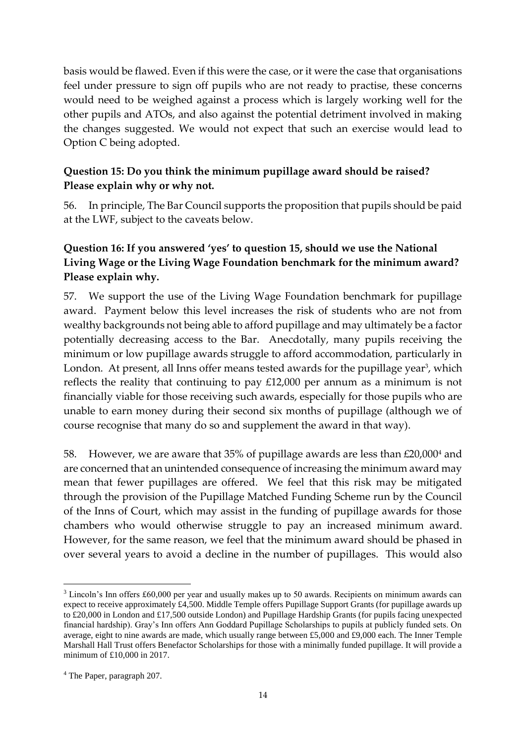basis would be flawed. Even if this were the case, or it were the case that organisations feel under pressure to sign off pupils who are not ready to practise, these concerns would need to be weighed against a process which is largely working well for the other pupils and ATOs, and also against the potential detriment involved in making the changes suggested. We would not expect that such an exercise would lead to Option C being adopted.

**Question 15: Do you think the minimum pupillage award should be raised? Please explain why or why not.**

56. In principle, The Bar Council supports the proposition that pupils should be paid at the LWF, subject to the caveats below.

**Question 16: If you answered 'yes' to question 15, should we use the National Living Wage or the Living Wage Foundation benchmark for the minimum award? Please explain why.**

57. We support the use of the Living Wage Foundation benchmark for pupillage award. Payment below this level increases the risk of students who are not from wealthy backgrounds not being able to afford pupillage and may ultimately be a factor potentially decreasing access to the Bar. Anecdotally, many pupils receiving the minimum or low pupillage awards struggle to afford accommodation, particularly in London. At present, all Inns offer means tested awards for the pupillage year[3], which reflects the reality that continuing to pay £12,000 per annum as a minimum is not financially viable for those receiving such awards, especially for those pupils who are unable to earn money during their second six months of pupillage (although we of course recognise that many do so and supplement the award in that way).

58. However, we are aware that 35% of pupillage awards are less than £20,000[4] and are concerned that an unintended consequence of increasing the minimum award may mean that fewer pupillages are offered. We feel that this risk may be mitigated through the provision of the Pupillage Matched Funding Scheme run by the Council of the Inns of Court, which may assist in the funding of pupillage awards for those chambers who would otherwise struggle to pay an increased minimum award. However, for the same reason, we feel that the minimum award should be phased in over several years to avoid a decline in the number of pupillages. This would also

---

[3] Lincoln's Inn offers £60,000 per year and usually makes up to 50 awards. Recipients on minimum awards can expect to receive approximately £4,500. Middle Temple offers Pupillage Support Grants (for pupillage awards up to £20,000 in London and £17,500 outside London) and Pupillage Hardship Grants (for pupils facing unexpected financial hardship). Gray's Inn offers Ann Goddard Pupillage Scholarships to pupils at publicly funded sets. On average, eight to nine awards are made, which usually range between £5,000 and £9,000 each. The Inner Temple Marshall Hall Trust offers Benefactor Scholarships for those with a minimally funded pupillage. It will provide a minimum of £10,000 in 2017.

[4] The Paper, paragraph 207.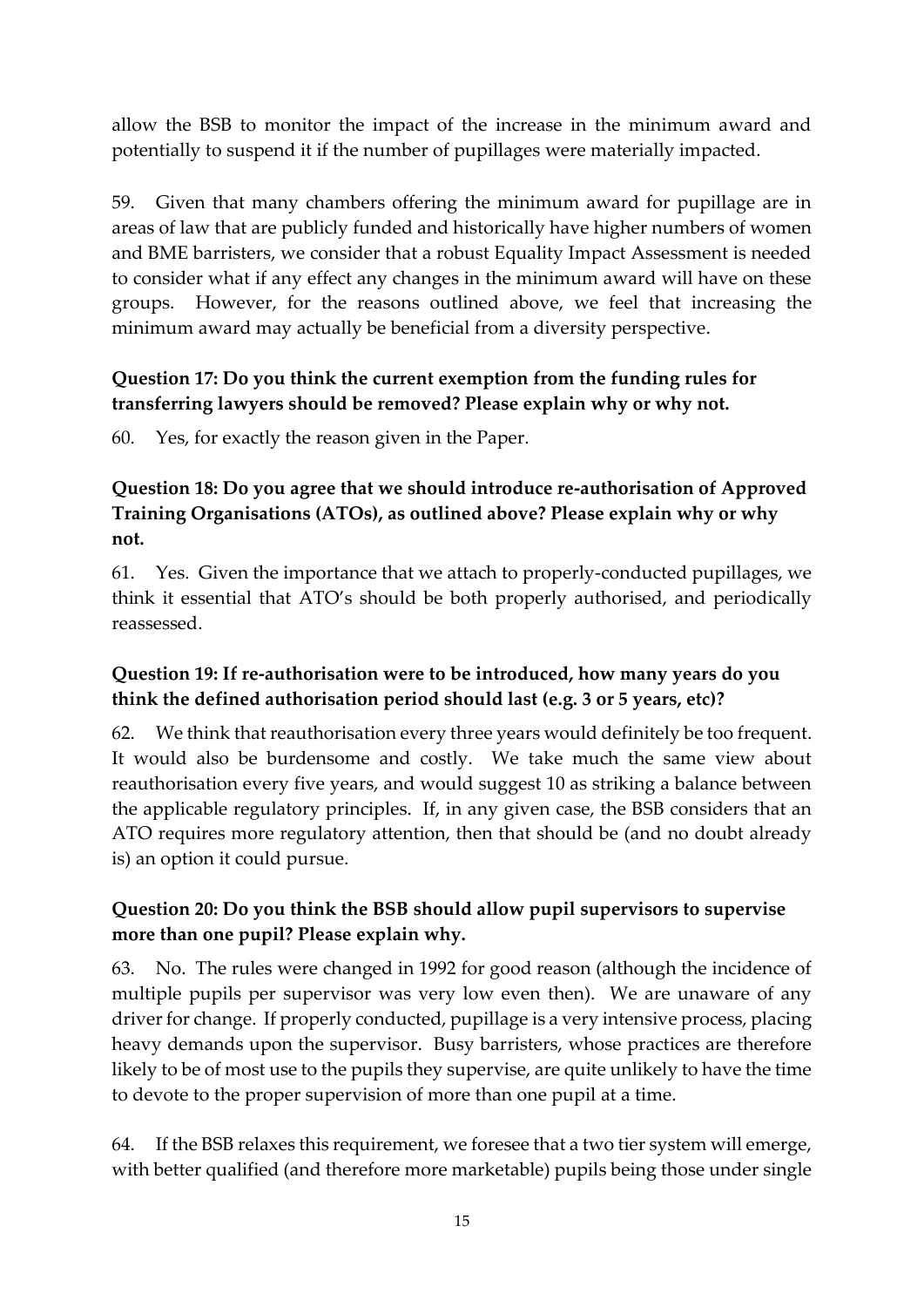allow the BSB to monitor the impact of the increase in the minimum award and potentially to suspend it if the number of pupillages were materially impacted.

59. Given that many chambers offering the minimum award for pupillage are in areas of law that are publicly funded and historically have higher numbers of women and BME barristers, we consider that a robust Equality Impact Assessment is needed to consider what if any effect any changes in the minimum award will have on these groups. However, for the reasons outlined above, we feel that increasing the minimum award may actually be beneficial from a diversity perspective.

**Question 17: Do you think the current exemption from the funding rules for transferring lawyers should be removed? Please explain why or why not.**

60. Yes, for exactly the reason given in the Paper.

**Question 18: Do you agree that we should introduce re-authorisation of Approved Training Organisations (ATOs), as outlined above? Please explain why or why not.**

61. Yes. Given the importance that we attach to properly-conducted pupillages, we think it essential that ATO's should be both properly authorised, and periodically reassessed.

**Question 19: If re-authorisation were to be introduced, how many years do you think the defined authorisation period should last (e.g. 3 or 5 years, etc)?**

62. We think that reauthorisation every three years would definitely be too frequent. It would also be burdensome and costly. We take much the same view about reauthorisation every five years, and would suggest 10 as striking a balance between the applicable regulatory principles. If, in any given case, the BSB considers that an ATO requires more regulatory attention, then that should be (and no doubt already is) an option it could pursue.

**Question 20: Do you think the BSB should allow pupil supervisors to supervise more than one pupil? Please explain why.**

63. No. The rules were changed in 1992 for good reason (although the incidence of multiple pupils per supervisor was very low even then). We are unaware of any driver for change. If properly conducted, pupillage is a very intensive process, placing heavy demands upon the supervisor. Busy barristers, whose practices are therefore likely to be of most use to the pupils they supervise, are quite unlikely to have the time to devote to the proper supervision of more than one pupil at a time.

64. If the BSB relaxes this requirement, we foresee that a two tier system will emerge, with better qualified (and therefore more marketable) pupils being those under single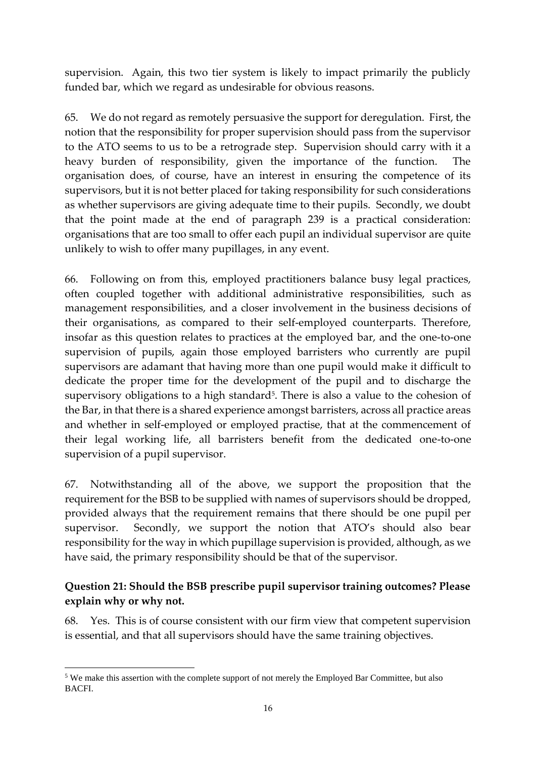supervision. Again, this two tier system is likely to impact primarily the publicly funded bar, which we regard as undesirable for obvious reasons.

65. We do not regard as remotely persuasive the support for deregulation. First, the notion that the responsibility for proper supervision should pass from the supervisor to the ATO seems to us to be a retrograde step. Supervision should carry with it a heavy burden of responsibility, given the importance of the function. The organisation does, of course, have an interest in ensuring the competence of its supervisors, but it is not better placed for taking responsibility for such considerations as whether supervisors are giving adequate time to their pupils. Secondly, we doubt that the point made at the end of paragraph 239 is a practical consideration: organisations that are too small to offer each pupil an individual supervisor are quite unlikely to wish to offer many pupillages, in any event.

66. Following on from this, employed practitioners balance busy legal practices, often coupled together with additional administrative responsibilities, such as management responsibilities, and a closer involvement in the business decisions of their organisations, as compared to their self-employed counterparts. Therefore, insofar as this question relates to practices at the employed bar, and the one-to-one supervision of pupils, again those employed barristers who currently are pupil supervisors are adamant that having more than one pupil would make it difficult to dedicate the proper time for the development of the pupil and to discharge the supervisory obligations to a high standard[5]. There is also a value to the cohesion of the Bar, in that there is a shared experience amongst barristers, across all practice areas and whether in self-employed or employed practise, that at the commencement of their legal working life, all barristers benefit from the dedicated one-to-one supervision of a pupil supervisor.

67. Notwithstanding all of the above, we support the proposition that the requirement for the BSB to be supplied with names of supervisors should be dropped, provided always that the requirement remains that there should be one pupil per supervisor. Secondly, we support the notion that ATO's should also bear responsibility for the way in which pupillage supervision is provided, although, as we have said, the primary responsibility should be that of the supervisor.

**Question 21: Should the BSB prescribe pupil supervisor training outcomes? Please explain why or why not.**

68. Yes. This is of course consistent with our firm view that competent supervision is essential, and that all supervisors should have the same training objectives.

---

[5] We make this assertion with the complete support of not merely the Employed Bar Committee, but also BACFI.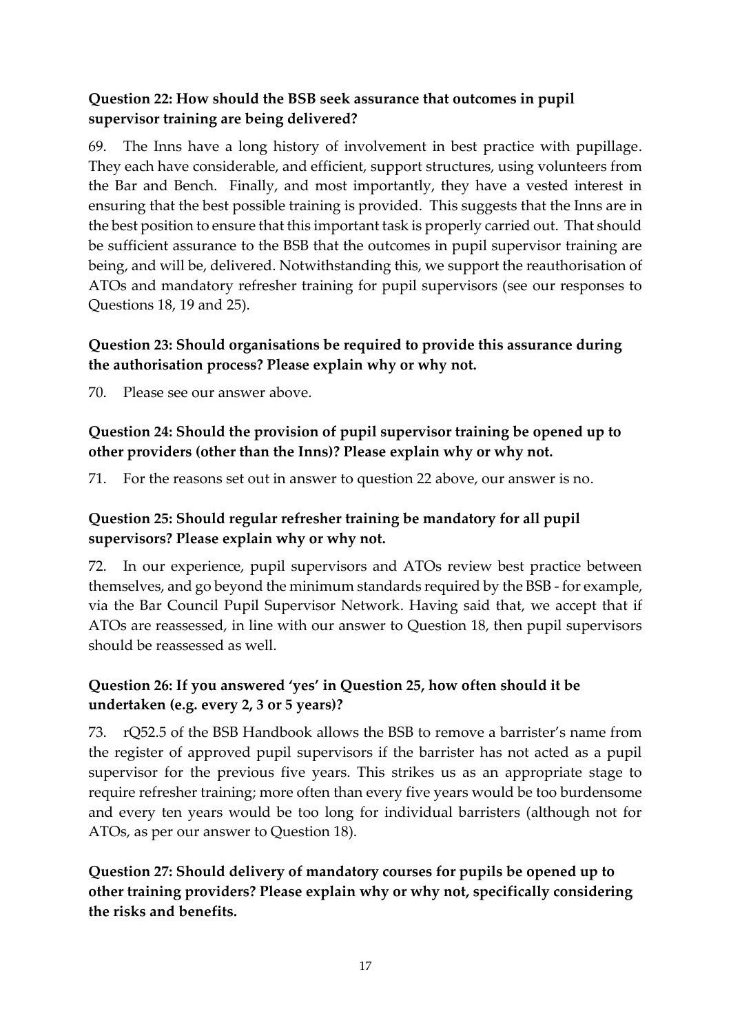**Question 22: How should the BSB seek assurance that outcomes in pupil supervisor training are being delivered?**

69. The Inns have a long history of involvement in best practice with pupillage. They each have considerable, and efficient, support structures, using volunteers from the Bar and Bench. Finally, and most importantly, they have a vested interest in ensuring that the best possible training is provided. This suggests that the Inns are in the best position to ensure that this important task is properly carried out. That should be sufficient assurance to the BSB that the outcomes in pupil supervisor training are being, and will be, delivered. Notwithstanding this, we support the reauthorisation of ATOs and mandatory refresher training for pupil supervisors (see our responses to Questions 18, 19 and 25).

**Question 23: Should organisations be required to provide this assurance during the authorisation process? Please explain why or why not.**

70. Please see our answer above.

**Question 24: Should the provision of pupil supervisor training be opened up to other providers (other than the Inns)? Please explain why or why not.**

71. For the reasons set out in answer to question 22 above, our answer is no.

**Question 25: Should regular refresher training be mandatory for all pupil supervisors? Please explain why or why not.**

72. In our experience, pupil supervisors and ATOs review best practice between themselves, and go beyond the minimum standards required by the BSB - for example, via the Bar Council Pupil Supervisor Network. Having said that, we accept that if ATOs are reassessed, in line with our answer to Question 18, then pupil supervisors should be reassessed as well.

**Question 26: If you answered 'yes' in Question 25, how often should it be undertaken (e.g. every 2, 3 or 5 years)?**

73. rQ52.5 of the BSB Handbook allows the BSB to remove a barrister's name from the register of approved pupil supervisors if the barrister has not acted as a pupil supervisor for the previous five years. This strikes us as an appropriate stage to require refresher training; more often than every five years would be too burdensome and every ten years would be too long for individual barristers (although not for ATOs, as per our answer to Question 18).

**Question 27: Should delivery of mandatory courses for pupils be opened up to other training providers? Please explain why or why not, specifically considering the risks and benefits.**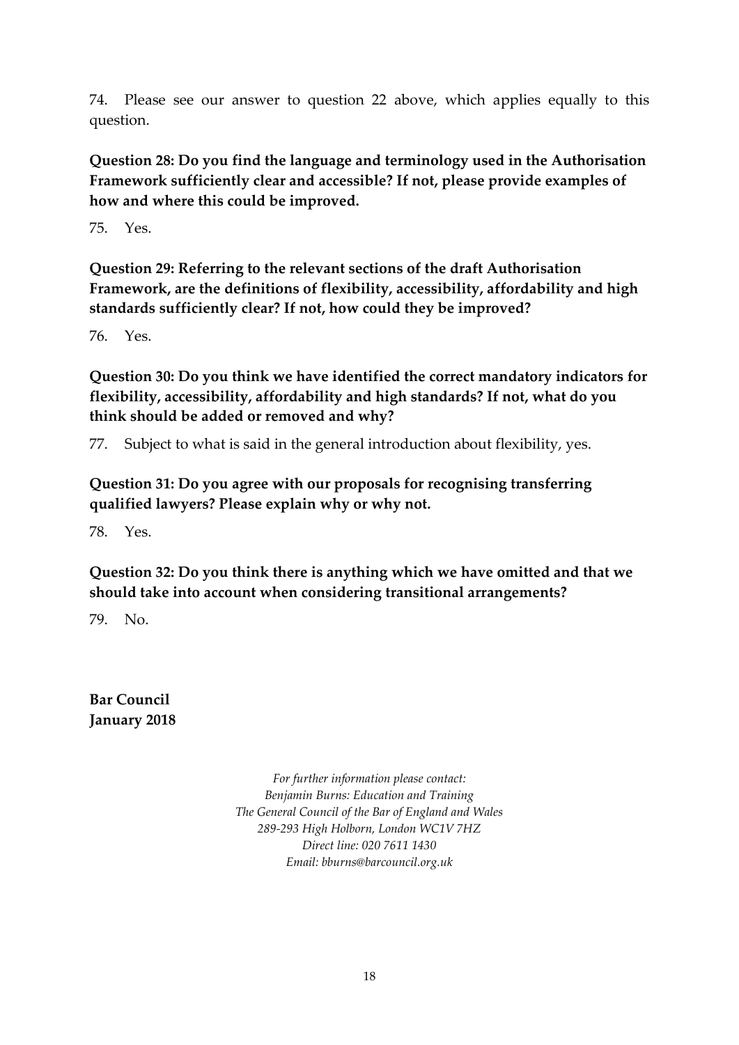74. Please see our answer to question 22 above, which applies equally to this question.

**Question 28: Do you find the language and terminology used in the Authorisation Framework sufficiently clear and accessible? If not, please provide examples of how and where this could be improved.**

75. Yes.

**Question 29: Referring to the relevant sections of the draft Authorisation Framework, are the definitions of flexibility, accessibility, affordability and high standards sufficiently clear? If not, how could they be improved?**

76. Yes.

**Question 30: Do you think we have identified the correct mandatory indicators for flexibility, accessibility, affordability and high standards? If not, what do you think should be added or removed and why?**

77. Subject to what is said in the general introduction about flexibility, yes.

**Question 31: Do you agree with our proposals for recognising transferring qualified lawyers? Please explain why or why not.**

78. Yes.

**Question 32: Do you think there is anything which we have omitted and that we should take into account when considering transitional arrangements?**

79. No.

**Bar Council**
**January 2018**

*For further information please contact:*
*Benjamin Burns: Education and Training*
*The General Council of the Bar of England and Wales*
*289-293 High Holborn, London WC1V 7HZ*
*Direct line: 020 7611 1430*
*Email: bburns@barcouncil.org.uk*